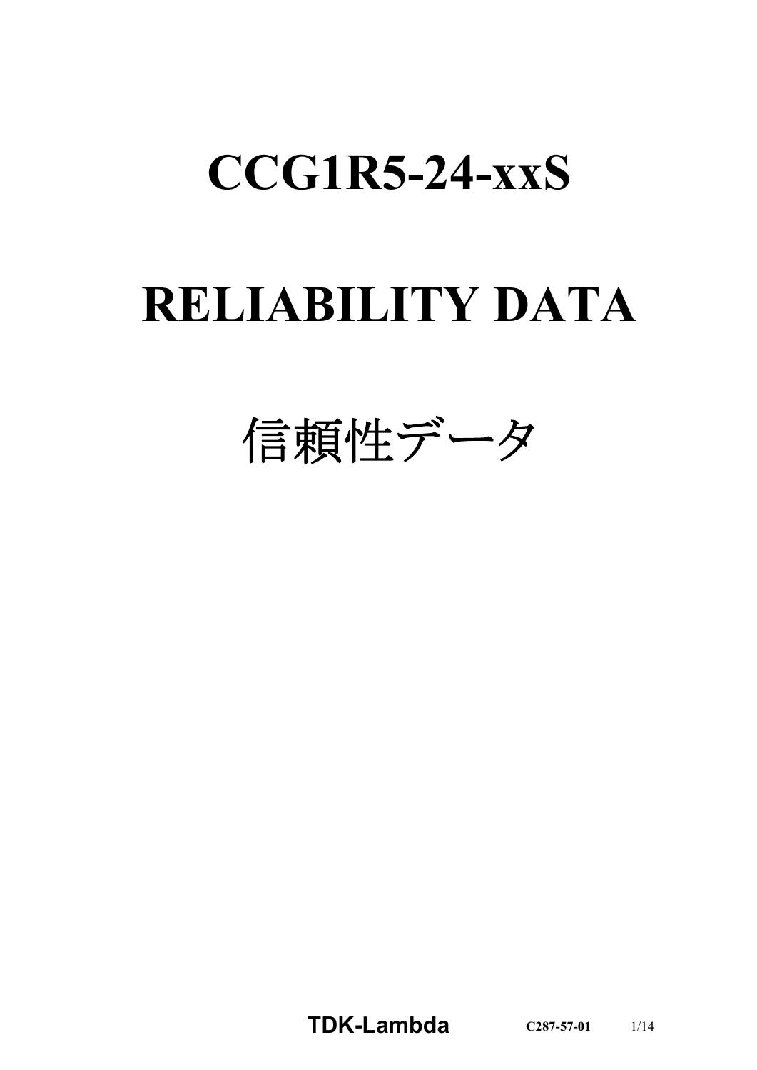# CCG1R5-24-xxS

# RELIABILITY DATA

# 信頼性データ

**TDK-Lambda** **C287-57-01**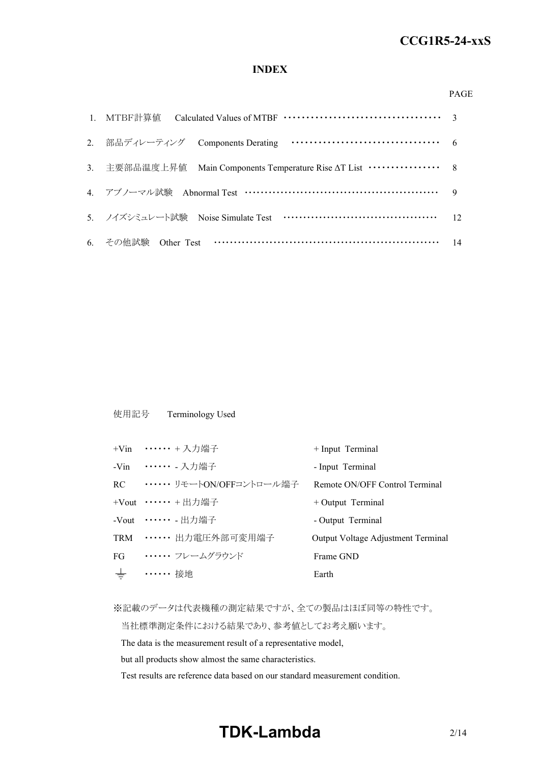## INDEX

| | | PAGE |
|---|---|---|
| 1. | MTBF計算値　Calculated Values of MTBF | 3 |
| 2. | 部品ディレーティング　Components Derating | 6 |
| 3. | 主要部品温度上昇値　Main Components Temperature Rise ΔT List | 8 |
| 4. | アブノーマル試験　Abnormal Test | 9 |
| 5. | ノイズシミュレート試験　Noise Simulate Test | 12 |
| 6. | その他試験　Other Test | 14 |

使用記号　Terminology Used

| | | |
|---|---|---|
| +Vin | ・・・・・・ + 入力端子 | + Input Terminal |
| -Vin | ・・・・・・ - 入力端子 | - Input Terminal |
| RC | ・・・・・・ リモートON/OFFコントロール端子 | Remote ON/OFF Control Terminal |
| +Vout | ・・・・・・ + 出力端子 | + Output Terminal |
| -Vout | ・・・・・・ - 出力端子 | - Output Terminal |
| TRM | ・・・・・・ 出力電圧外部可変用端子 | Output Voltage Adjustment Terminal |
| FG | ・・・・・・ フレームグラウンド | Frame GND |
| ⏚ | ・・・・・・ 接地 | Earth |

※記載のデータは代表機種の測定結果ですが、全ての製品はほぼ同等の特性です。
当社標準測定条件における結果であり、参考値としてお考え願います。
The data is the measurement result of a representative model,
but all products show almost the same characteristics.
Test results are reference data based on our standard measurement condition.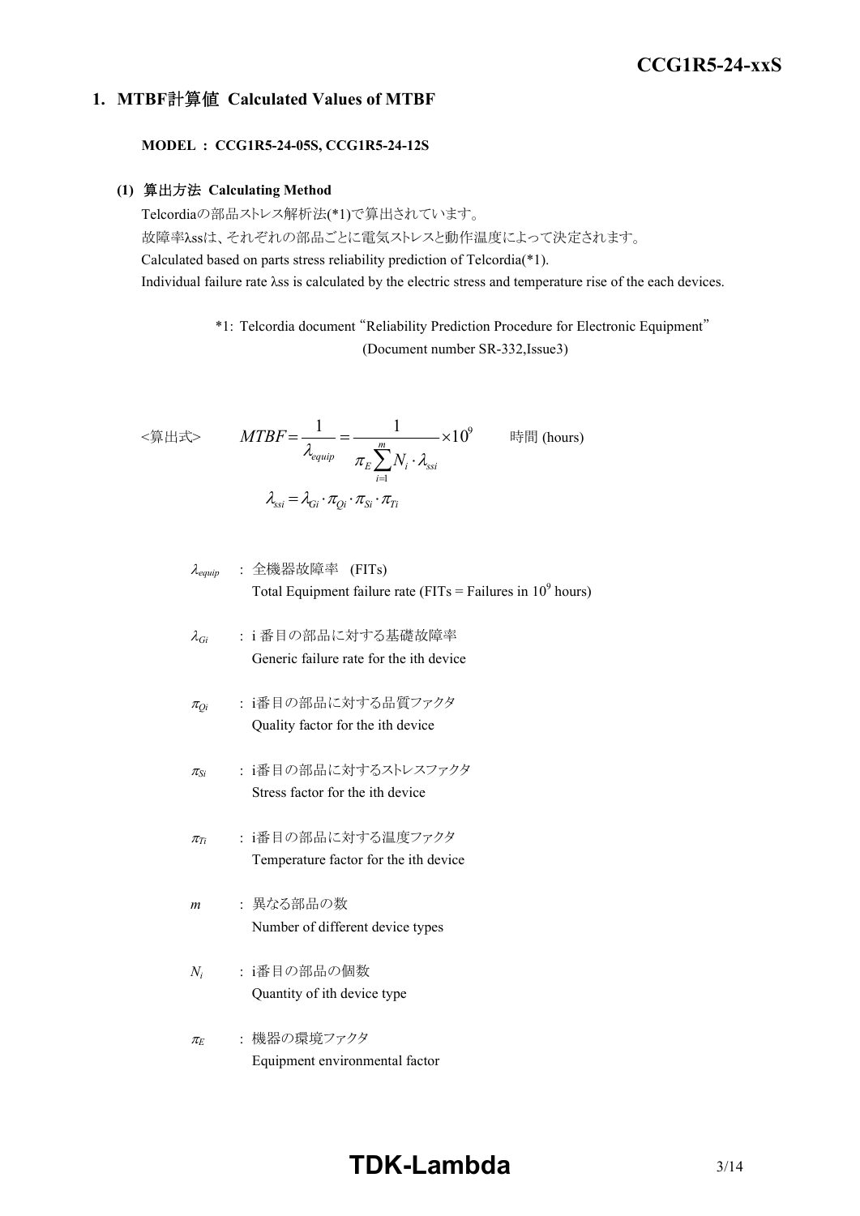## 1. MTBF計算値 Calculated Values of MTBF

**MODEL ： CCG1R5-24-05S, CCG1R5-24-12S**

### (1) 算出方法 Calculating Method

Telcordiaの部品ストレス解析法(*1)で算出されています。
故障率λssは、それぞれの部品ごとに電気ストレスと動作温度によって決定されます。
Calculated based on parts stress reliability prediction of Telcordia(*1).
Individual failure rate λss is calculated by the electric stress and temperature rise of the each devices.

*1: Telcordia document "Reliability Prediction Procedure for Electronic Equipment" (Document number SR-332,Issue3)

<算出式>

$$MTBF = \frac{1}{\lambda_{equip}} = \frac{1}{\pi_E \sum_{i=1}^{m} N_i \cdot \lambda_{ssi}} \times 10^9 \quad \text{時間 (hours)}$$

$$\lambda_{ssi} = \lambda_{Gi} \cdot \pi_{Qi} \cdot \pi_{Si} \cdot \pi_{Ti}$$

$\lambda_{equip}$ : 全機器故障率 (FITs)
Total Equipment failure rate (FITs = Failures in $10^9$ hours)

$\lambda_{Gi}$ : i 番目の部品に対する基礎故障率
Generic failure rate for the ith device

$\pi_{Qi}$ : i番目の部品に対する品質ファクタ
Quality factor for the ith device

$\pi_{Si}$ : i番目の部品に対するストレスファクタ
Stress factor for the ith device

$\pi_{Ti}$ : i番目の部品に対する温度ファクタ
Temperature factor for the ith device

$m$ : 異なる部品の数
Number of different device types

$N_i$ : i番目の部品の個数
Quantity of ith device type

$\pi_E$ : 機器の環境ファクタ
Equipment environmental factor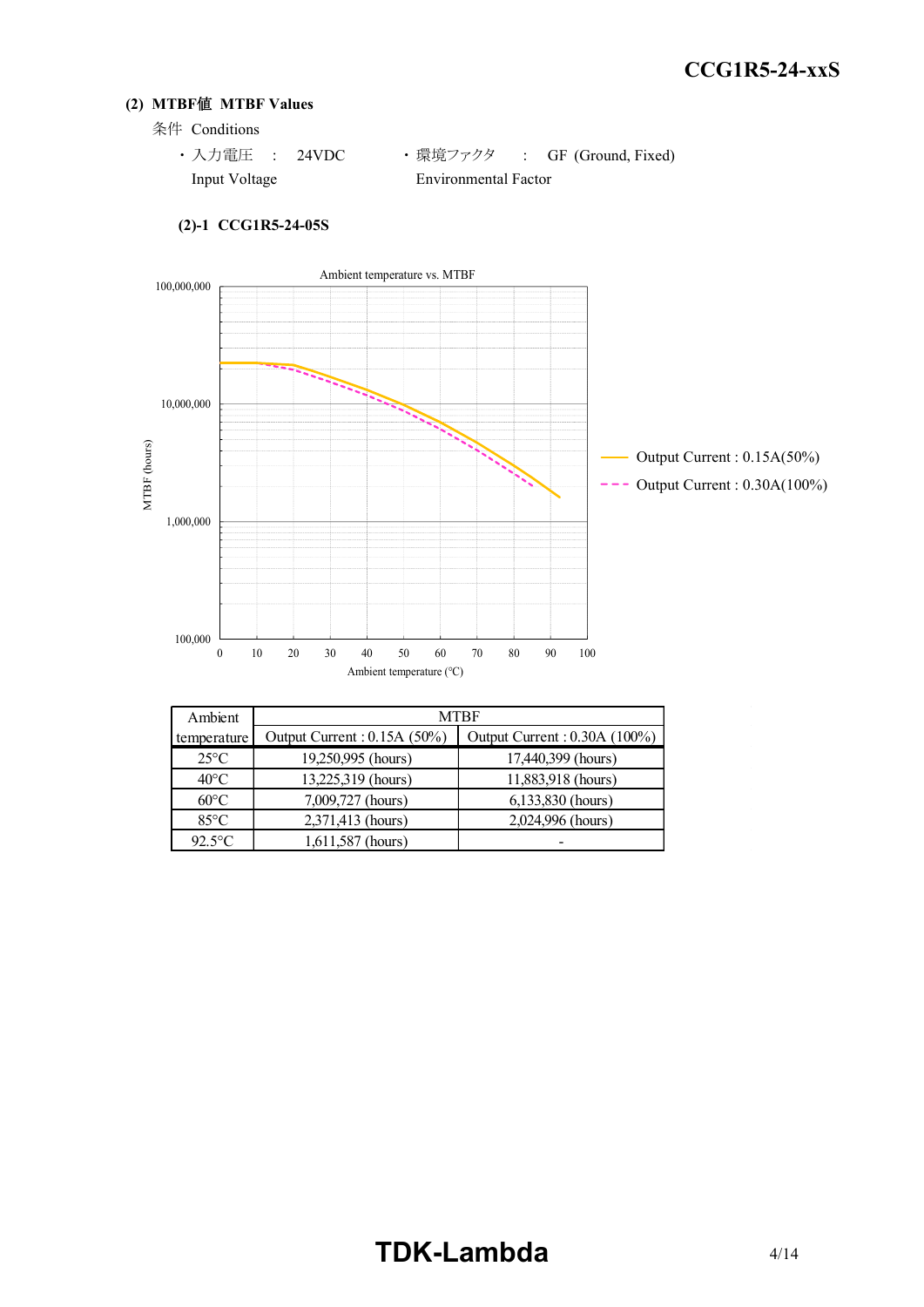## (2) MTBF値 MTBF Values

条件 Conditions

- 入力電圧 : 24VDC
  Input Voltage
- 環境ファクタ : GF (Ground, Fixed)
  Environmental Factor

### (2)-1 CCG1R5-24-05S

Ambient temperature vs. MTBF

100,000,000
10,000,000
1,000,000
100,000

MTBF (hours)

0 10 20 30 40 50 60 70 80 90 100

Ambient temperature (°C)

Output Current : 0.15A(50%)
Output Current : 0.30A(100%)

| Ambient temperature | MTBF | |
|---|---|---|
| | Output Current : 0.15A (50%) | Output Current : 0.30A (100%) |
| 25°C | 19,250,995 (hours) | 17,440,399 (hours) |
| 40°C | 13,225,319 (hours) | 11,883,918 (hours) |
| 60°C | 7,009,727 (hours) | 6,133,830 (hours) |
| 85°C | 2,371,413 (hours) | 2,024,996 (hours) |
| 92.5°C | 1,611,587 (hours) | - |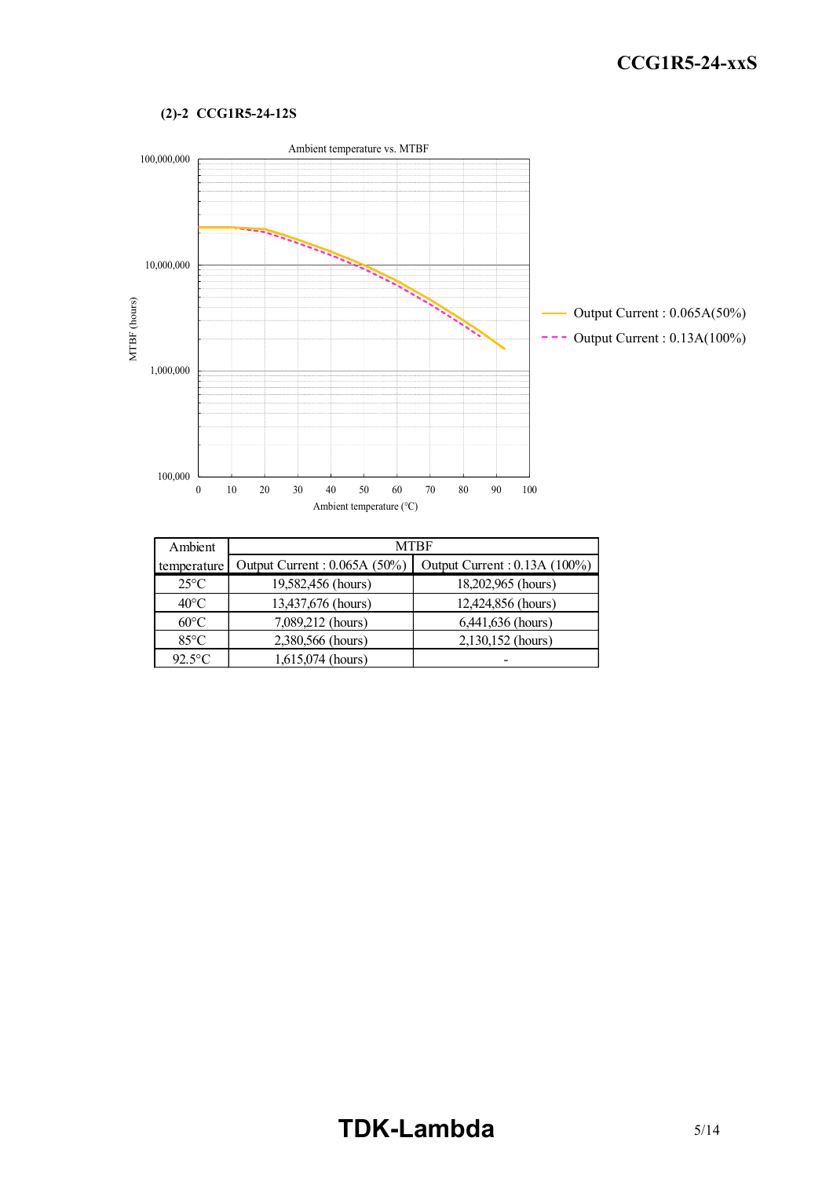#### (2)-2 CCG1R5-24-12S

Ambient temperature vs. MTBF

MTBF (hours)

100,000,000
10,000,000
1,000,000
100,000

0 10 20 30 40 50 60 70 80 90 100

Ambient temperature (℃)

Output Current : 0.065A(50%)
Output Current : 0.13A(100%)

| Ambient temperature | MTBF | |
|---|---|---|
| | Output Current : 0.065A (50%) | Output Current : 0.13A (100%) |
| 25°C | 19,582,456 (hours) | 18,202,965 (hours) |
| 40°C | 13,437,676 (hours) | 12,424,856 (hours) |
| 60°C | 7,089,212 (hours) | 6,441,636 (hours) |
| 85°C | 2,380,566 (hours) | 2,130,152 (hours) |
| 92.5°C | 1,615,074 (hours) | - |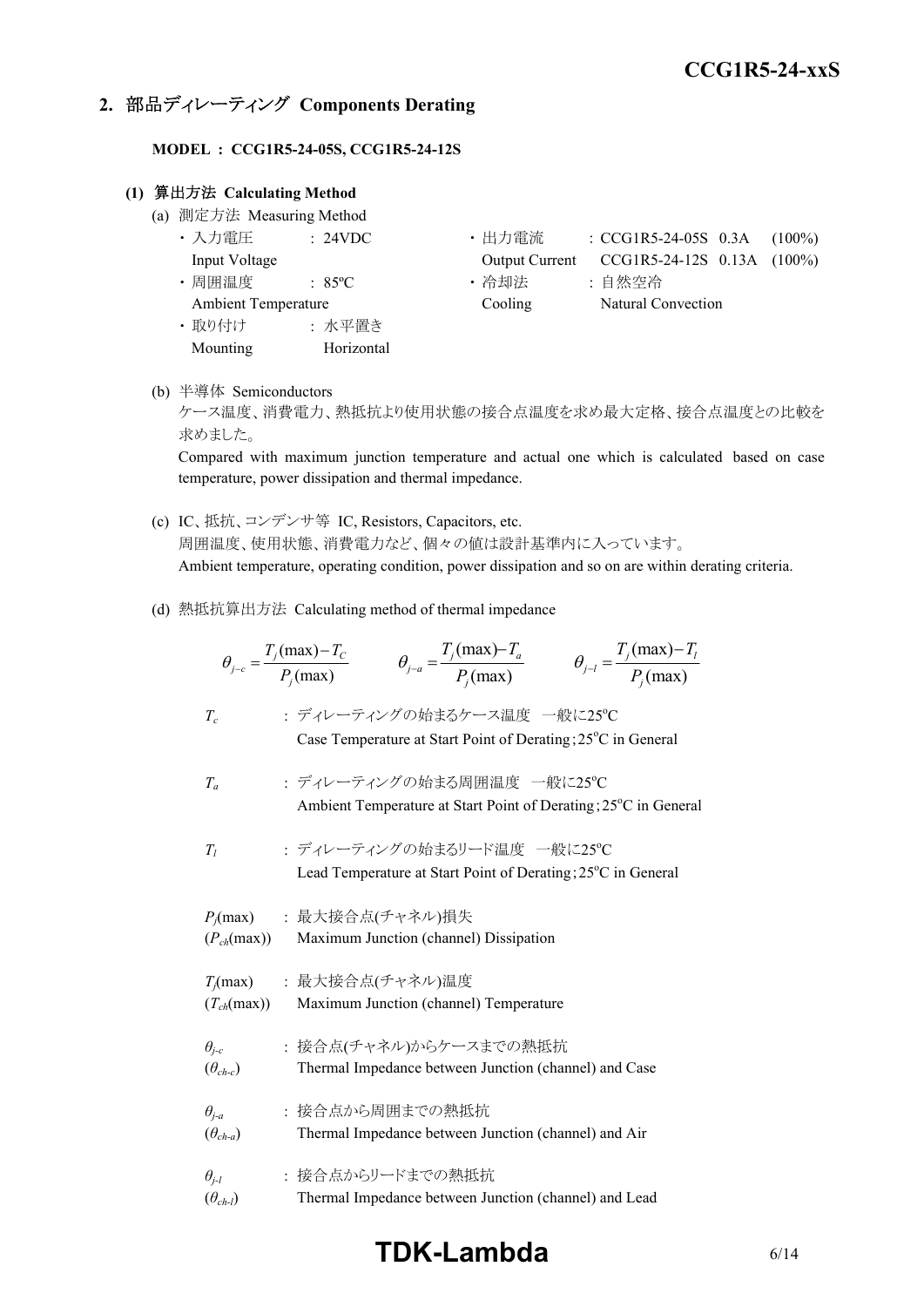## 2. 部品ディレーティング Components Derating

**MODEL : CCG1R5-24-05S, CCG1R5-24-12S**

### (1) 算出方法 Calculating Method

(a) 測定方法 Measuring Method

- 入力電圧 Input Voltage : 24VDC
- 周囲温度 Ambient Temperature : 85ºC
- 取り付け Mounting : 水平置き Horizontal
- 出力電流 Output Current : CCG1R5-24-05S 0.3A (100%) / CCG1R5-24-12S 0.13A (100%)
- 冷却法 Cooling : 自然空冷 Natural Convection

(b) 半導体 Semiconductors

ケース温度、消費電力、熱抵抗より使用状態の接合点温度を求め最大定格、接合点温度との比較を求めました。

Compared with maximum junction temperature and actual one which is calculated based on case temperature, power dissipation and thermal impedance.

(c) IC、抵抗、コンデンサ等 IC, Resistors, Capacitors, etc.

周囲温度、使用状態、消費電力など、個々の値は設計基準内に入っています。

Ambient temperature, operating condition, power dissipation and so on are within derating criteria.

(d) 熱抵抗算出方法 Calculating method of thermal impedance

$$\theta_{j-c} = \frac{T_j(\max) - T_C}{P_j(\max)} \qquad \theta_{j-a} = \frac{T_j(\max) - T_a}{P_j(\max)} \qquad \theta_{j-l} = \frac{T_j(\max) - T_l}{P_j(\max)}$$

$T_c$ : ディレーティングの始まるケース温度 一般に25ºC
Case Temperature at Start Point of Derating ; 25ºC in General

$T_a$ : ディレーティングの始まる周囲温度 一般に25ºC
Ambient Temperature at Start Point of Derating ; 25ºC in General

$T_l$ : ディレーティングの始まるリード温度 一般に25ºC
Lead Temperature at Start Point of Derating ; 25ºC in General

$P_j(\max)$ ($P_{ch}(\max)$) : 最大接合点(チャネル)損失
Maximum Junction (channel) Dissipation

$T_j(\max)$ ($T_{ch}(\max)$) : 最大接合点(チャネル)温度
Maximum Junction (channel) Temperature

$\theta_{j-c}$ ($\theta_{ch-c}$) : 接合点(チャネル)からケースまでの熱抵抗
Thermal Impedance between Junction (channel) and Case

$\theta_{j-a}$ ($\theta_{ch-a}$) : 接合点から周囲までの熱抵抗
Thermal Impedance between Junction (channel) and Air

$\theta_{j-l}$ ($\theta_{ch-l}$) : 接合点からリードまでの熱抵抗
Thermal Impedance between Junction (channel) and Lead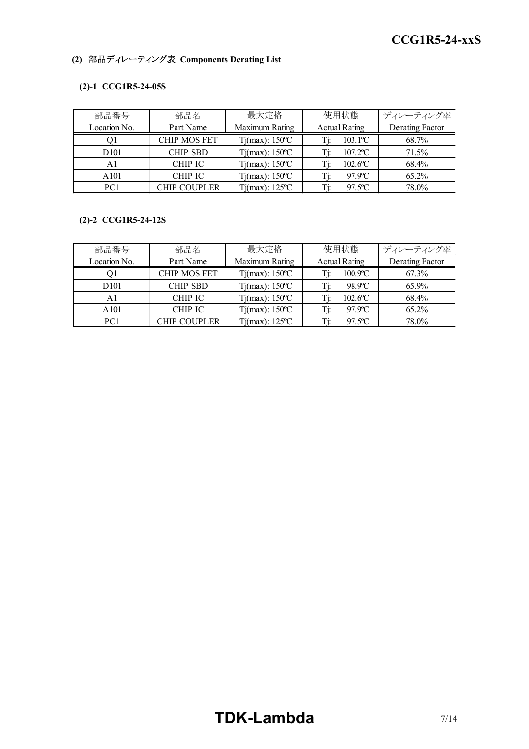### (2) 部品ディレーティング表 Components Derating List

#### (2)-1 CCG1R5-24-05S

| 部品番号 Location No. | 部品名 Part Name | 最大定格 Maximum Rating | 使用状態 Actual Rating | ディレーティング率 Derating Factor |
|---|---|---|---|---|
| Q1 | CHIP MOS FET | Tj(max): 150ºC | Tj: 103.1ºC | 68.7% |
| D101 | CHIP SBD | Tj(max): 150ºC | Tj: 107.2ºC | 71.5% |
| A1 | CHIP IC | Tj(max): 150ºC | Tj: 102.6ºC | 68.4% |
| A101 | CHIP IC | Tj(max): 150ºC | Tj: 97.9ºC | 65.2% |
| PC1 | CHIP COUPLER | Tj(max): 125ºC | Tj: 97.5ºC | 78.0% |

#### (2)-2 CCG1R5-24-12S

| 部品番号 Location No. | 部品名 Part Name | 最大定格 Maximum Rating | 使用状態 Actual Rating | ディレーティング率 Derating Factor |
|---|---|---|---|---|
| Q1 | CHIP MOS FET | Tj(max): 150ºC | Tj: 100.9ºC | 67.3% |
| D101 | CHIP SBD | Tj(max): 150ºC | Tj: 98.9ºC | 65.9% |
| A1 | CHIP IC | Tj(max): 150ºC | Tj: 102.6ºC | 68.4% |
| A101 | CHIP IC | Tj(max): 150ºC | Tj: 97.9ºC | 65.2% |
| PC1 | CHIP COUPLER | Tj(max): 125ºC | Tj: 97.5ºC | 78.0% |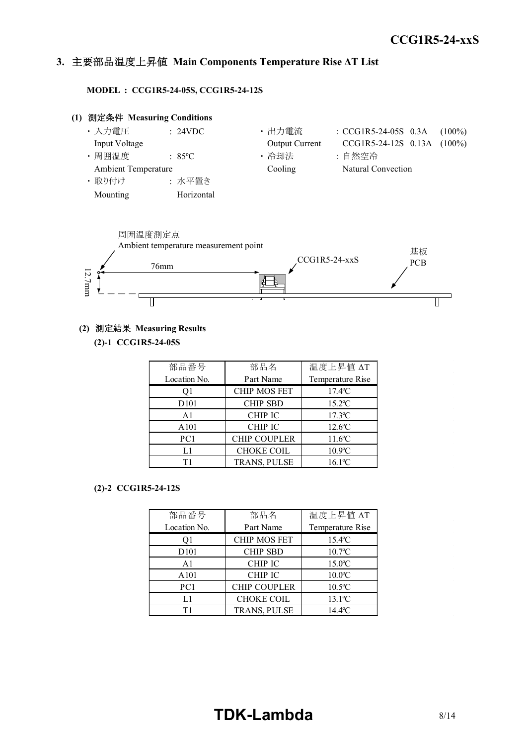## 3. 主要部品温度上昇値 Main Components Temperature Rise ΔT List

**MODEL : CCG1R5-24-05S, CCG1R5-24-12S**

### (1) 測定条件 Measuring Conditions

- 入力電圧 Input Voltage : 24VDC
- 周囲温度 Ambient Temperature : 85ºC
- 取り付け Mounting : 水平置き Horizontal
- 出力電流 Output Current : CCG1R5-24-05S 0.3A (100%)　CCG1R5-24-12S 0.13A (100%)
- 冷却法 Cooling : 自然空冷 Natural Convection

周囲温度測定点
Ambient temperature measurement point

76mm

12.7mm

CCG1R5-24-xxS

基板
PCB

### (2) 測定結果 Measuring Results

#### (2)-1 CCG1R5-24-05S

| 部品番号<br>Location No. | 部品名<br>Part Name | 温度上昇値 ΔT<br>Temperature Rise |
|---|---|---|
| Q1 | CHIP MOS FET | 17.4ºC |
| D101 | CHIP SBD | 15.2ºC |
| A1 | CHIP IC | 17.3ºC |
| A101 | CHIP IC | 12.6ºC |
| PC1 | CHIP COUPLER | 11.6ºC |
| L1 | CHOKE COIL | 10.9ºC |
| T1 | TRANS, PULSE | 16.1ºC |

#### (2)-2 CCG1R5-24-12S

| 部品番号<br>Location No. | 部品名<br>Part Name | 温度上昇値 ΔT<br>Temperature Rise |
|---|---|---|
| Q1 | CHIP MOS FET | 15.4ºC |
| D101 | CHIP SBD | 10.7ºC |
| A1 | CHIP IC | 15.0ºC |
| A101 | CHIP IC | 10.0ºC |
| PC1 | CHIP COUPLER | 10.5ºC |
| L1 | CHOKE COIL | 13.1ºC |
| T1 | TRANS, PULSE | 14.4ºC |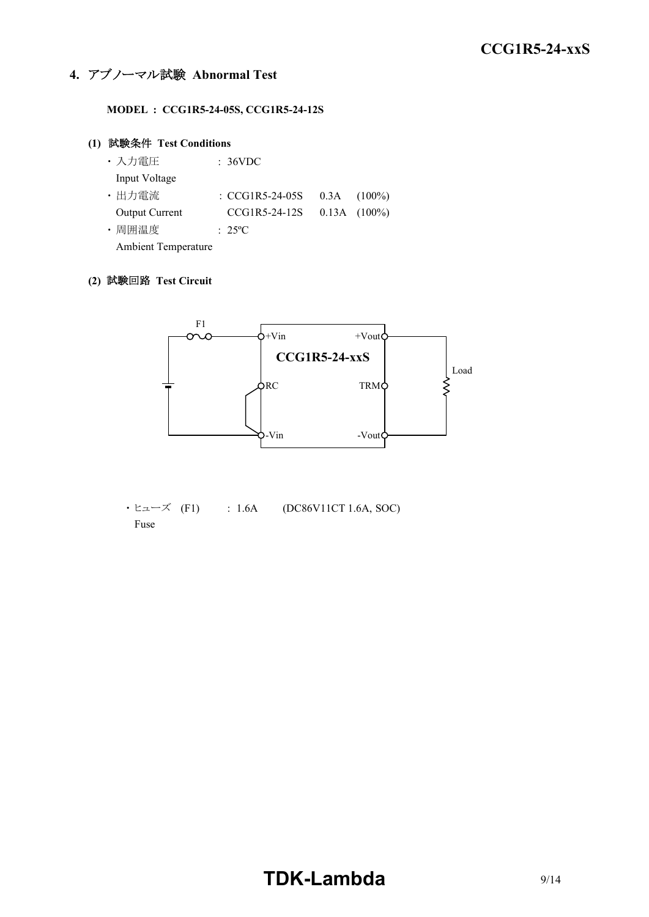## 4. アブノーマル試験 Abnormal Test

**MODEL : CCG1R5-24-05S, CCG1R5-24-12S**

### (1) 試験条件 Test Conditions

- 入力電圧 : 36VDC
  Input Voltage
- 出力電流 : CCG1R5-24-05S 0.3A (100%)
  Output Current CCG1R5-24-12S 0.13A (100%)
- 周囲温度 : 25ºC
  Ambient Temperature

### (2) 試験回路 Test Circuit

F1

+Vin

RC

-Vin

CCG1R5-24-xxS

+Vout

TRM

-Vout

Load

- ヒューズ (F1) : 1.6A (DC86V11CT 1.6A, SOC)
  Fuse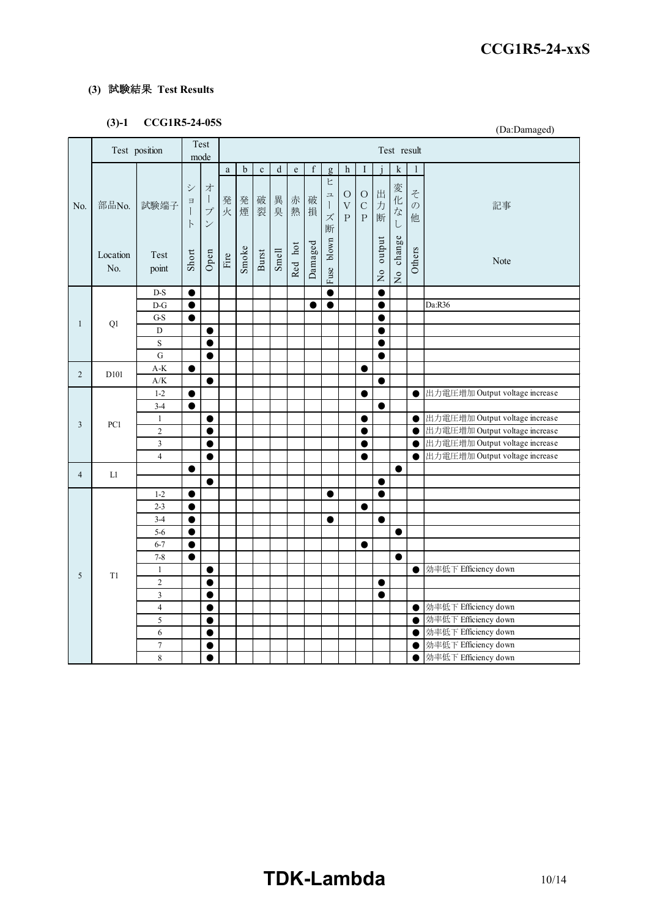(3) 試験結果 Test Results

(3)-1 CCG1R5-24-05S

(Da:Damaged)

| No. | Test position |  | Test mode |  | Test result |  |  |  |  |  |  |  |  |  |  |  |  |
|---|---|---|---|---|---|---|---|---|---|---|---|---|---|---|---|---|---|
|  |  |  |  |  | a | b | c | d | e | f | g | h | I | j | k | l |  |
| No. | 部品No. Location No. | 試験端子 Test point | ショート Short | オープン Open | 発火 Fire | 発煙 Smoke | 破裂 Burst | 異臭 Smell | 赤熱 Red hot | 破損 Damaged | ヒューズ断 Fuse blown | OVP | OCP | 出力断 No output | 変化なし No change | その他 Others | 記事 Note |
| 1 | Q1 | D-S | ● |  |  |  |  |  |  |  | ● |  |  | ● |  |  |  |
|  |  | D-G | ● |  |  |  |  |  |  | ● | ● |  |  | ● |  |  | Da:R36 |
|  |  | G-S | ● |  |  |  |  |  |  |  |  |  |  | ● |  |  |  |
|  |  | D |  | ● |  |  |  |  |  |  |  |  |  | ● |  |  |  |
|  |  | S |  | ● |  |  |  |  |  |  |  |  |  | ● |  |  |  |
|  |  | G |  | ● |  |  |  |  |  |  |  |  |  | ● |  |  |  |
| 2 | D101 | A-K | ● |  |  |  |  |  |  |  |  |  | ● |  |  |  |  |
|  |  | A/K |  | ● |  |  |  |  |  |  |  |  |  | ● |  |  |  |
| 3 | PC1 | 1-2 | ● |  |  |  |  |  |  |  |  |  | ● |  |  | ● | 出力電圧増加 Output voltage increase |
|  |  | 3-4 | ● |  |  |  |  |  |  |  |  |  |  | ● |  |  |  |
|  |  | 1 |  | ● |  |  |  |  |  |  |  |  | ● |  |  | ● | 出力電圧増加 Output voltage increase |
|  |  | 2 |  | ● |  |  |  |  |  |  |  |  | ● |  |  | ● | 出力電圧増加 Output voltage increase |
|  |  | 3 |  | ● |  |  |  |  |  |  |  |  | ● |  |  | ● | 出力電圧増加 Output voltage increase |
|  |  | 4 |  | ● |  |  |  |  |  |  |  |  | ● |  |  | ● | 出力電圧増加 Output voltage increase |
| 4 | L1 |  | ● |  |  |  |  |  |  |  |  |  |  |  | ● |  |  |
|  |  |  |  | ● |  |  |  |  |  |  |  |  |  | ● |  |  |  |
| 5 | T1 | 1-2 | ● |  |  |  |  |  |  |  | ● |  |  | ● |  |  |  |
|  |  | 2-3 | ● |  |  |  |  |  |  |  |  |  | ● |  |  |  |  |
|  |  | 3-4 | ● |  |  |  |  |  |  |  | ● |  |  | ● |  |  |  |
|  |  | 5-6 | ● |  |  |  |  |  |  |  |  |  |  |  | ● |  |  |
|  |  | 6-7 | ● |  |  |  |  |  |  |  |  |  | ● |  |  |  |  |
|  |  | 7-8 | ● |  |  |  |  |  |  |  |  |  |  |  | ● |  |  |
|  |  | 1 |  | ● |  |  |  |  |  |  |  |  |  |  |  | ● | 効率低下 Efficiency down |
|  |  | 2 |  | ● |  |  |  |  |  |  |  |  |  | ● |  |  |  |
|  |  | 3 |  | ● |  |  |  |  |  |  |  |  |  | ● |  |  |  |
|  |  | 4 |  | ● |  |  |  |  |  |  |  |  |  |  |  | ● | 効率低下 Efficiency down |
|  |  | 5 |  | ● |  |  |  |  |  |  |  |  |  |  |  | ● | 効率低下 Efficiency down |
|  |  | 6 |  | ● |  |  |  |  |  |  |  |  |  |  |  | ● | 効率低下 Efficiency down |
|  |  | 7 |  | ● |  |  |  |  |  |  |  |  |  |  |  | ● | 効率低下 Efficiency down |
|  |  | 8 |  | ● |  |  |  |  |  |  |  |  |  |  |  | ● | 効率低下 Efficiency down |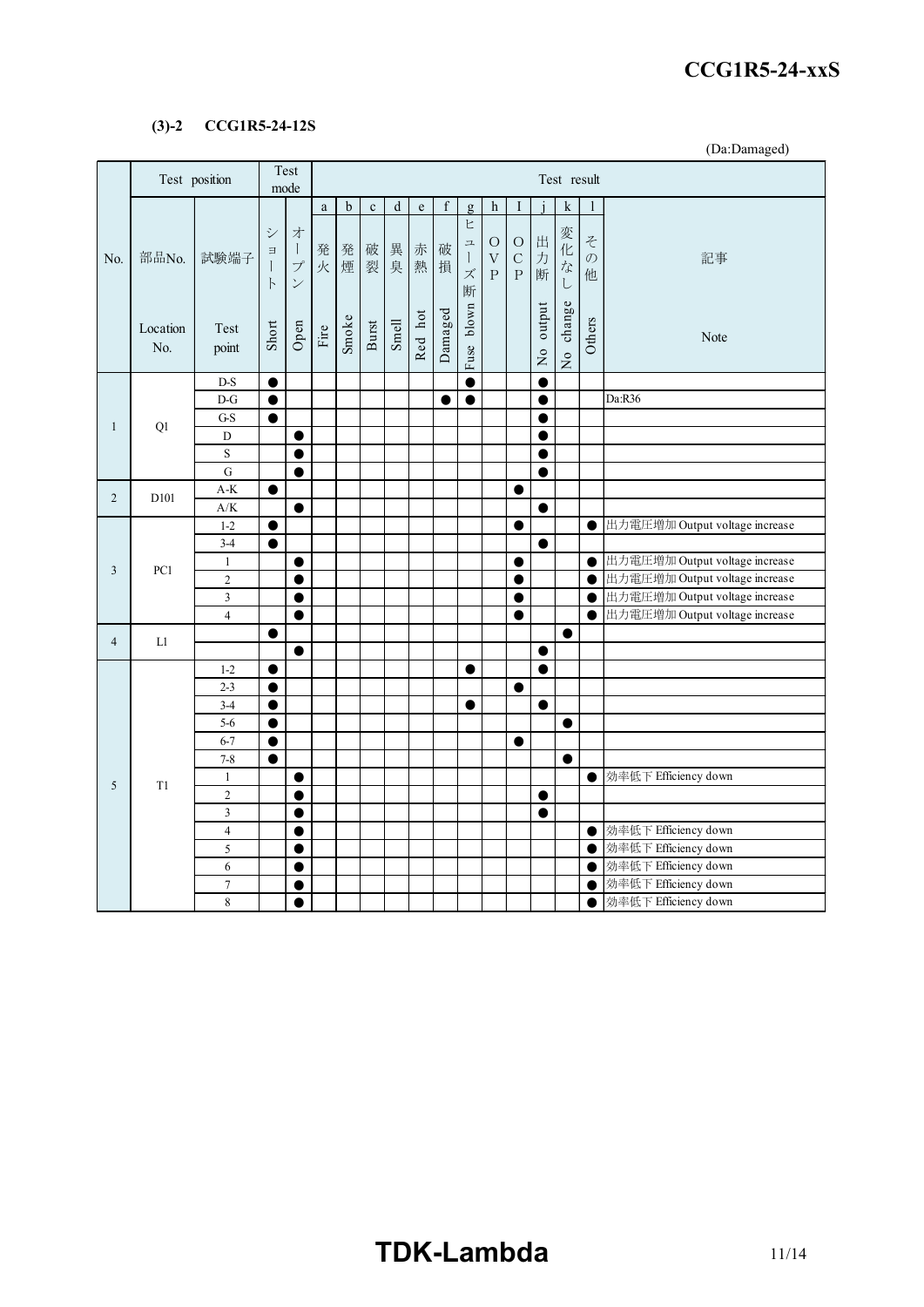#### (3)-2 CCG1R5-24-12S

(Da:Damaged)

| No. | Test position | | Test mode | | Test result | | | | | | | | | | | | |
|---|---|---|---|---|---|---|---|---|---|---|---|---|---|---|---|---|---|
| | | | | | a | b | c | d | e | f | g | h | I | j | k | l | |
| No. | 部品No. Location No. | 試験端子 Test point | ショート Short | オープン Open | 発火 Fire | 発煙 Smoke | 破裂 Burst | 異臭 Smell | 赤熱 Red hot | 破損 Damaged | ヒューズ断 Fuse blown | OVP | OCP | 出力断 No output | 変化なし No change | その他 Others | 記事 Note |
| 1 | Q1 | D-S | ● | | | | | | | | ● | | | ● | | | |
| | | D-G | ● | | | | | | | ● | ● | | | ● | | | Da:R36 |
| | | G-S | ● | | | | | | | | | | | ● | | | |
| | | D | | ● | | | | | | | | | | ● | | | |
| | | S | | ● | | | | | | | | | | ● | | | |
| | | G | | ● | | | | | | | | | | ● | | | |
| 2 | D101 | A-K | ● | | | | | | | | | | ● | | | | |
| | | A/K | | ● | | | | | | | | | | ● | | | |
| 3 | PC1 | 1-2 | ● | | | | | | | | | | ● | | | ● | 出力電圧増加 Output voltage increase |
| | | 3-4 | ● | | | | | | | | | | | ● | | | |
| | | 1 | | ● | | | | | | | | | ● | | | ● | 出力電圧増加 Output voltage increase |
| | | 2 | | ● | | | | | | | | | ● | | | ● | 出力電圧増加 Output voltage increase |
| | | 3 | | ● | | | | | | | | | ● | | | ● | 出力電圧増加 Output voltage increase |
| | | 4 | | ● | | | | | | | | | ● | | | ● | 出力電圧増加 Output voltage increase |
| 4 | L1 | | ● | | | | | | | | | | | | ● | | |
| | | | | ● | | | | | | | | | | ● | | | |
| 5 | T1 | 1-2 | ● | | | | | | | | ● | | | ● | | | |
| | | 2-3 | ● | | | | | | | | | | ● | | | | |
| | | 3-4 | ● | | | | | | | | ● | | | ● | | | |
| | | 5-6 | ● | | | | | | | | | | | | ● | | |
| | | 6-7 | ● | | | | | | | | | | ● | | | | |
| | | 7-8 | ● | | | | | | | | | | | | ● | | |
| | | 1 | | ● | | | | | | | | | | | | ● | 効率低下 Efficiency down |
| | | 2 | | ● | | | | | | | | | | ● | | | |
| | | 3 | | ● | | | | | | | | | | ● | | | |
| | | 4 | | ● | | | | | | | | | | | | ● | 効率低下 Efficiency down |
| | | 5 | | ● | | | | | | | | | | | | ● | 効率低下 Efficiency down |
| | | 6 | | ● | | | | | | | | | | | | ● | 効率低下 Efficiency down |
| | | 7 | | ● | | | | | | | | | | | | ● | 効率低下 Efficiency down |
| | | 8 | | ● | | | | | | | | | | | | ● | 効率低下 Efficiency down |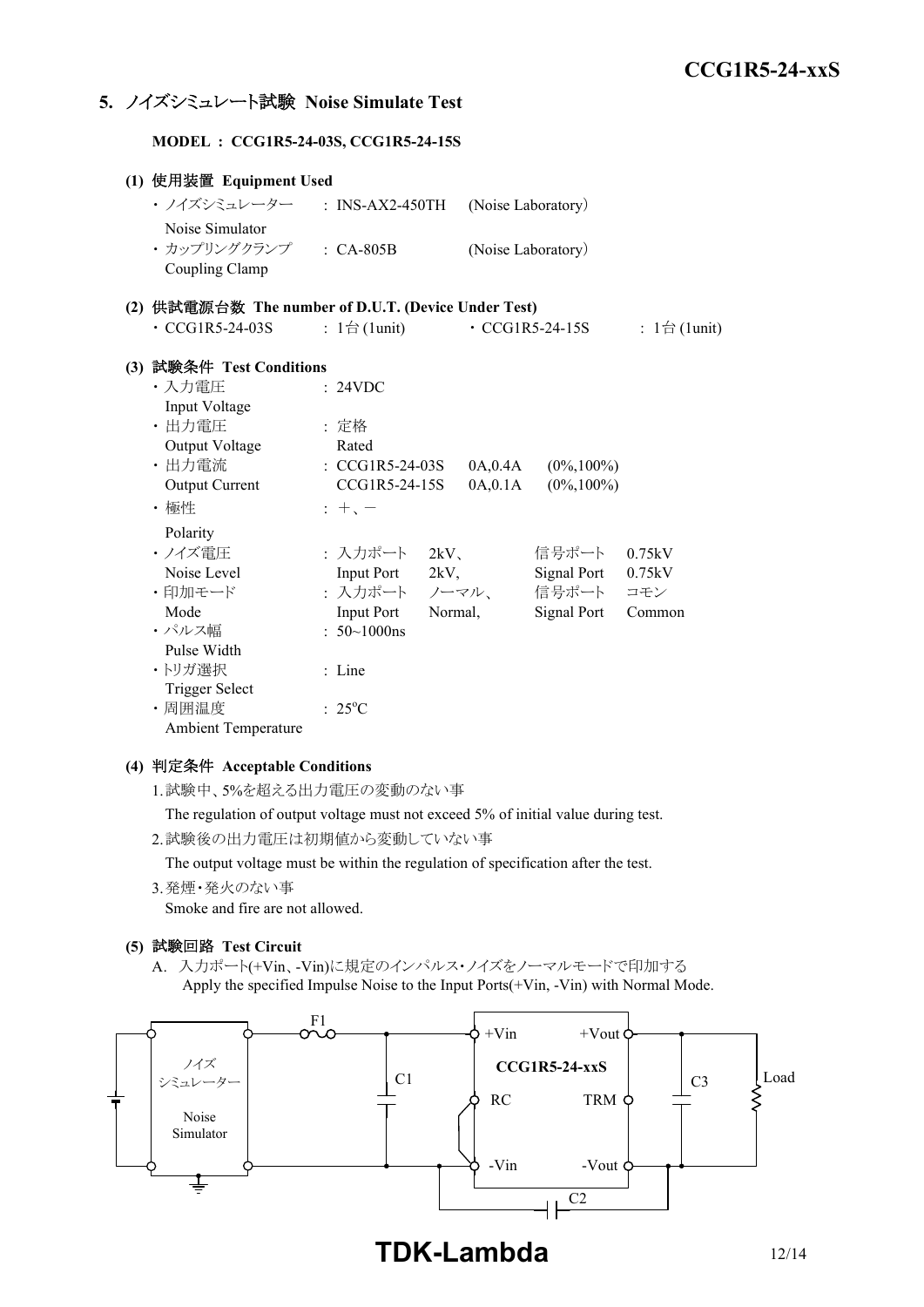## 5. ノイズシミュレート試験 Noise Simulate Test

**MODEL : CCG1R5-24-03S, CCG1R5-24-15S**

### (1) 使用装置 Equipment Used

- ノイズシミュレーター Noise Simulator : INS-AX2-450TH (Noise Laboratory)
- カップリングクランプ Coupling Clamp : CA-805B (Noise Laboratory)

### (2) 供試電源台数 The number of D.U.T. (Device Under Test)

- CCG1R5-24-03S : 1台 (1unit)
- CCG1R5-24-15S : 1台 (1unit)

### (3) 試験条件 Test Conditions

- 入力電圧 Input Voltage : 24VDC
- 出力電圧 Output Voltage : 定格 Rated
- 出力電流 Output Current : CCG1R5-24-03S 0A,0.4A (0%,100%)
  CCG1R5-24-15S 0A,0.1A (0%,100%)
- 極性 Polarity : +、−
- ノイズ電圧 Noise Level : 入力ポート Input Port 2kV、 信号ポート Signal Port 0.75kV
- 印加モード Mode : 入力ポート Input Port ノーマル、Normal, 信号ポート Signal Port コモン Common
- パルス幅 Pulse Width : 50~1000ns
- トリガ選択 Trigger Select : Line
- 周囲温度 Ambient Temperature : 25°C

### (4) 判定条件 Acceptable Conditions

1. 試験中、5%を超える出力電圧の変動のない事
   The regulation of output voltage must not exceed 5% of initial value during test.
2. 試験後の出力電圧は初期値から変動していない事
   The output voltage must be within the regulation of specification after the test.
3. 発煙・発火のない事
   Smoke and fire are not allowed.

### (5) 試験回路 Test Circuit

A. 入力ポート(+Vin、-Vin)に規定のインパルス・ノイズをノーマルモードで印加する
   Apply the specified Impulse Noise to the Input Ports(+Vin, -Vin) with Normal Mode.

ノイズシミュレーター
Noise Simulator
F1
C1
+Vin
RC
-Vin
CCG1R5-24-xxS
+Vout
TRM
-Vout
C2
C3
Load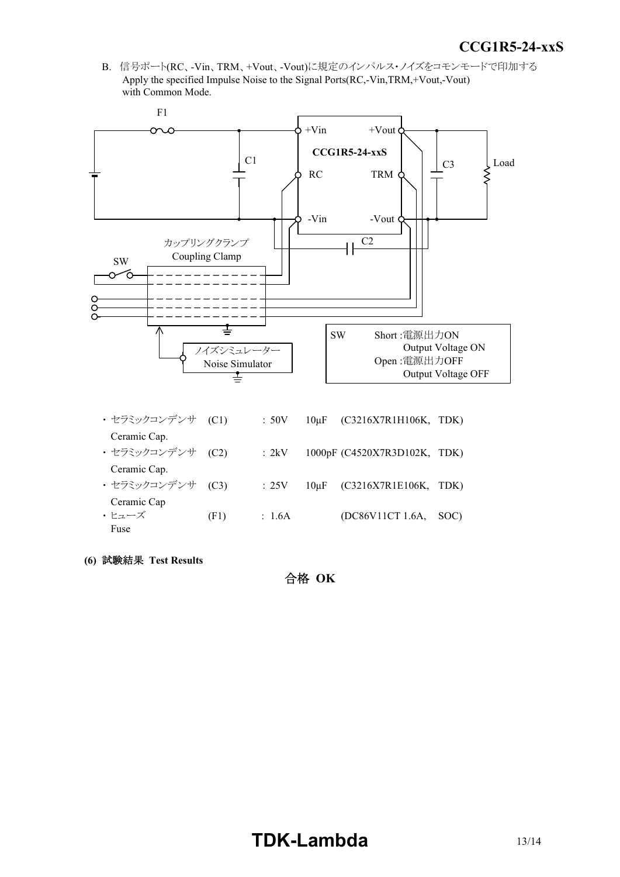B. 信号ポート(RC、-Vin、TRM、+Vout、-Vout)に規定のインパルス･ノイズをコモンモードで印加する
Apply the specified Impulse Noise to the Signal Ports(RC,-Vin,TRM,+Vout,-Vout) with Common Mode.

F1

+Vin
+Vout
CCG1R5-24-xxS
C1
RC
TRM
C3
Load
-Vin
-Vout
C2

カップリングクランプ
Coupling Clamp

SW

ノイズシミュレーター
Noise Simulator

SW Short :電源出力ON Output Voltage ON
Open :電源出力OFF Output Voltage OFF

| | | | | | |
|---|---|---|---|---|---|
| ・セラミックコンデンサ Ceramic Cap. | (C1) | : 50V | 10μF | (C3216X7R1H106K, | TDK) |
| ・セラミックコンデンサ Ceramic Cap. | (C2) | : 2kV | 1000pF | (C4520X7R3D102K, | TDK) |
| ・セラミックコンデンサ Ceramic Cap | (C3) | : 25V | 10μF | (C3216X7R1E106K, | TDK) |
| ・ヒューズ Fuse | (F1) | : 1.6A | | (DC86V11CT 1.6A, | SOC) |

**(6) 試験結果 Test Results**

合格 **OK**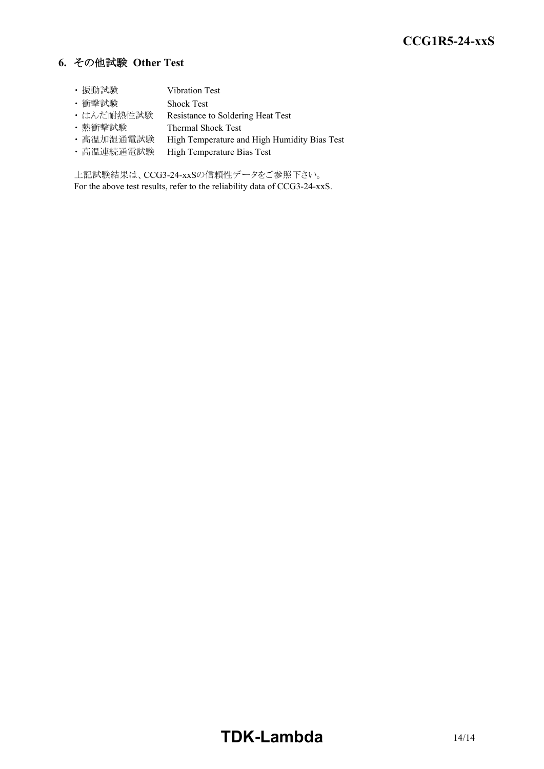## 6. その他試験 Other Test

- ・振動試験　Vibration Test
- ・衝撃試験　Shock Test
- ・はんだ耐熱性試験　Resistance to Soldering Heat Test
- ・熱衝撃試験　Thermal Shock Test
- ・高温加湿通電試験　High Temperature and High Humidity Bias Test
- ・高温連続通電試験　High Temperature Bias Test

上記試験結果は、CCG3-24-xxSの信頼性データをご参照下さい。
For the above test results, refer to the reliability data of CCG3-24-xxS.